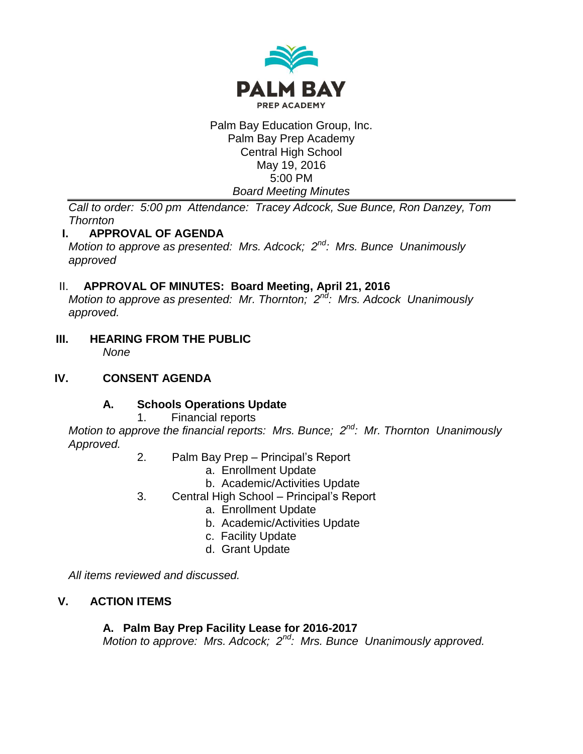**PALM BAY**
PREP ACADEMY

Palm Bay Education Group, Inc.
Palm Bay Prep Academy
Central High School
May 19, 2016
5:00 PM
*Board Meeting Minutes*

*Call to order: 5:00 pm Attendance: Tracey Adcock, Sue Bunce, Ron Danzey, Tom Thornton*

## I. APPROVAL OF AGENDA

*Motion to approve as presented: Mrs. Adcock; 2nd: Mrs. Bunce Unanimously approved*

## II. APPROVAL OF MINUTES: Board Meeting, April 21, 2016

*Motion to approve as presented: Mr. Thornton; 2nd: Mrs. Adcock Unanimously approved.*

## III. HEARING FROM THE PUBLIC

*None*

## IV. CONSENT AGENDA

### A. Schools Operations Update

1. Financial reports

*Motion to approve the financial reports: Mrs. Bunce; 2nd: Mr. Thornton Unanimously Approved.*

2. Palm Bay Prep – Principal's Report
   a. Enrollment Update
   b. Academic/Activities Update
3. Central High School – Principal's Report
   a. Enrollment Update
   b. Academic/Activities Update
   c. Facility Update
   d. Grant Update

*All items reviewed and discussed.*

## V. ACTION ITEMS

### A. Palm Bay Prep Facility Lease for 2016-2017

*Motion to approve: Mrs. Adcock; 2nd: Mrs. Bunce Unanimously approved.*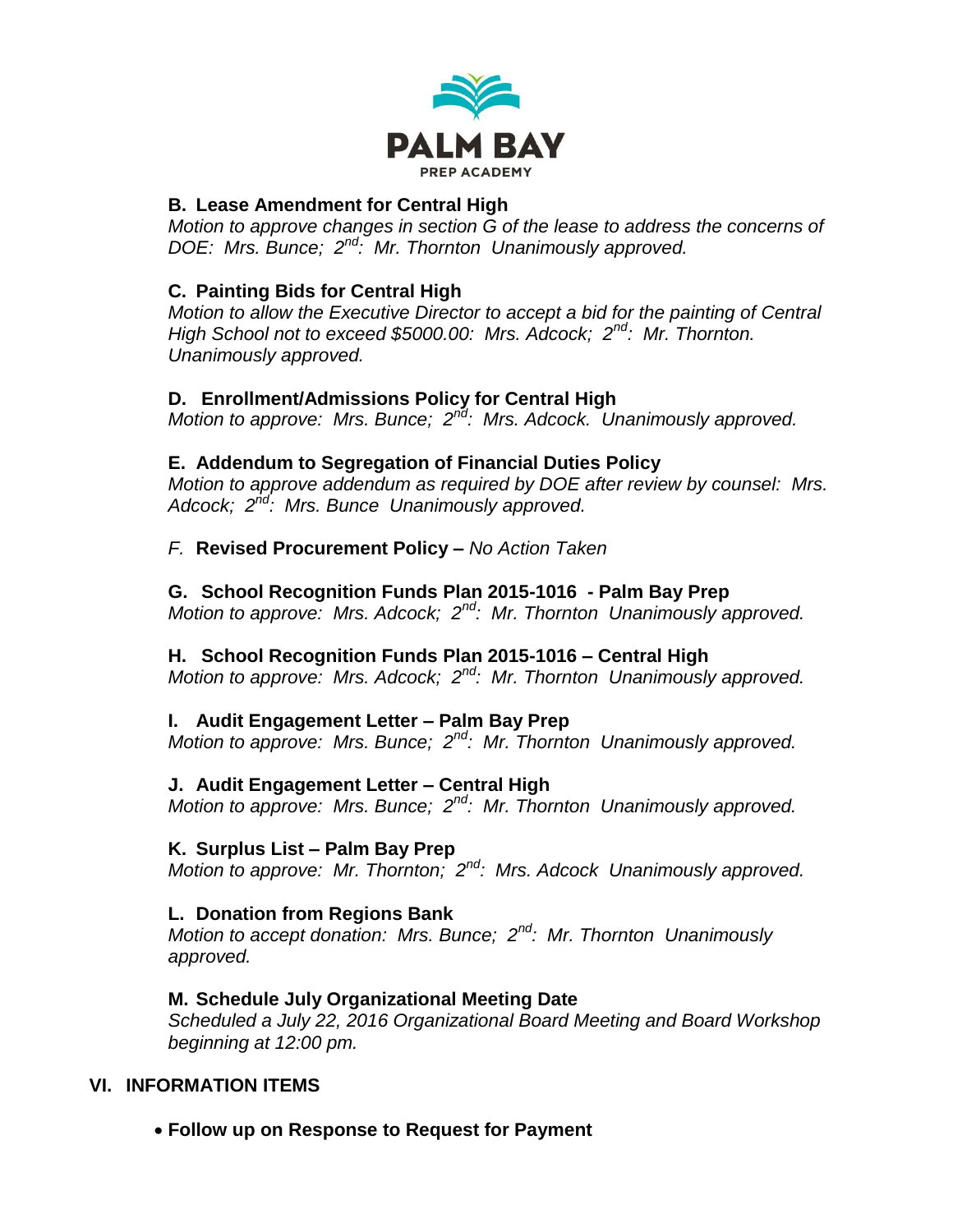**B. Lease Amendment for Central High**
*Motion to approve changes in section G of the lease to address the concerns of DOE: Mrs. Bunce; 2nd: Mr. Thornton Unanimously approved.*

**C. Painting Bids for Central High**
*Motion to allow the Executive Director to accept a bid for the painting of Central High School not to exceed $5000.00: Mrs. Adcock; 2nd: Mr. Thornton. Unanimously approved.*

**D. Enrollment/Admissions Policy for Central High**
*Motion to approve: Mrs. Bunce; 2nd: Mrs. Adcock. Unanimously approved.*

**E. Addendum to Segregation of Financial Duties Policy**
*Motion to approve addendum as required by DOE after review by counsel: Mrs. Adcock; 2nd: Mrs. Bunce Unanimously approved.*

*F.* **Revised Procurement Policy –** *No Action Taken*

**G. School Recognition Funds Plan 2015-1016 - Palm Bay Prep**
*Motion to approve: Mrs. Adcock; 2nd: Mr. Thornton Unanimously approved.*

**H. School Recognition Funds Plan 2015-1016 – Central High**
*Motion to approve: Mrs. Adcock; 2nd: Mr. Thornton Unanimously approved.*

**I. Audit Engagement Letter – Palm Bay Prep**
*Motion to approve: Mrs. Bunce; 2nd: Mr. Thornton Unanimously approved.*

**J. Audit Engagement Letter – Central High**
*Motion to approve: Mrs. Bunce; 2nd: Mr. Thornton Unanimously approved.*

**K. Surplus List – Palm Bay Prep**
*Motion to approve: Mr. Thornton; 2nd: Mrs. Adcock Unanimously approved.*

**L. Donation from Regions Bank**
*Motion to accept donation: Mrs. Bunce; 2nd: Mr. Thornton Unanimously approved.*

**M. Schedule July Organizational Meeting Date**
*Scheduled a July 22, 2016 Organizational Board Meeting and Board Workshop beginning at 12:00 pm.*

## VI. INFORMATION ITEMS

- **Follow up on Response to Request for Payment**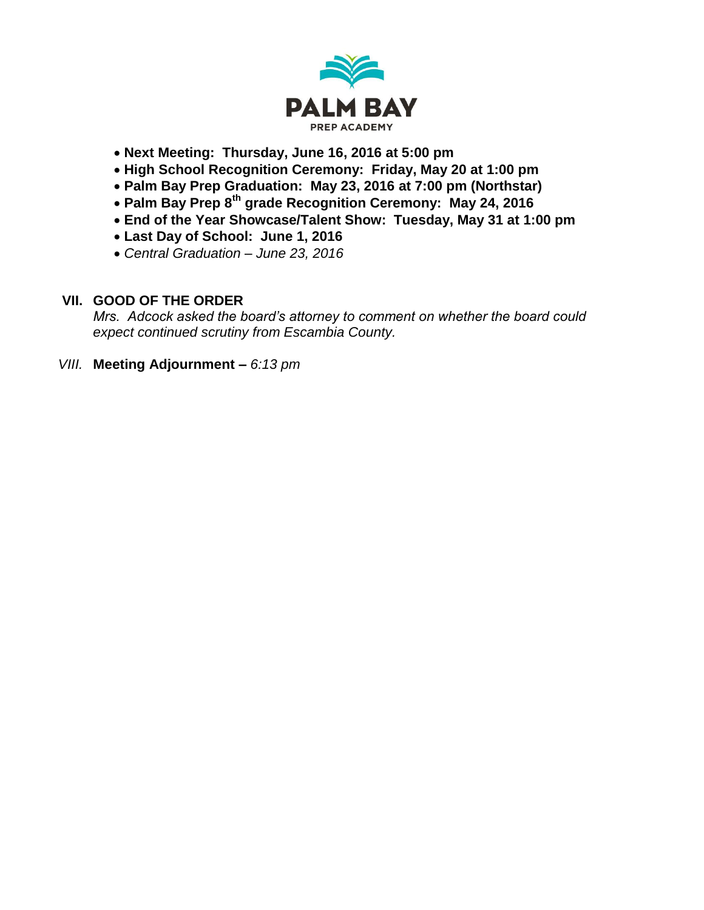**PALM BAY**
PREP ACADEMY

- **Next Meeting: Thursday, June 16, 2016 at 5:00 pm**
- **High School Recognition Ceremony: Friday, May 20 at 1:00 pm**
- **Palm Bay Prep Graduation: May 23, 2016 at 7:00 pm (Northstar)**
- **Palm Bay Prep 8th grade Recognition Ceremony: May 24, 2016**
- **End of the Year Showcase/Talent Show: Tuesday, May 31 at 1:00 pm**
- **Last Day of School: June 1, 2016**
- *Central Graduation – June 23, 2016*

## VII. GOOD OF THE ORDER

*Mrs. Adcock asked the board's attorney to comment on whether the board could expect continued scrutiny from Escambia County.*

## *VIII.* Meeting Adjournment – *6:13 pm*